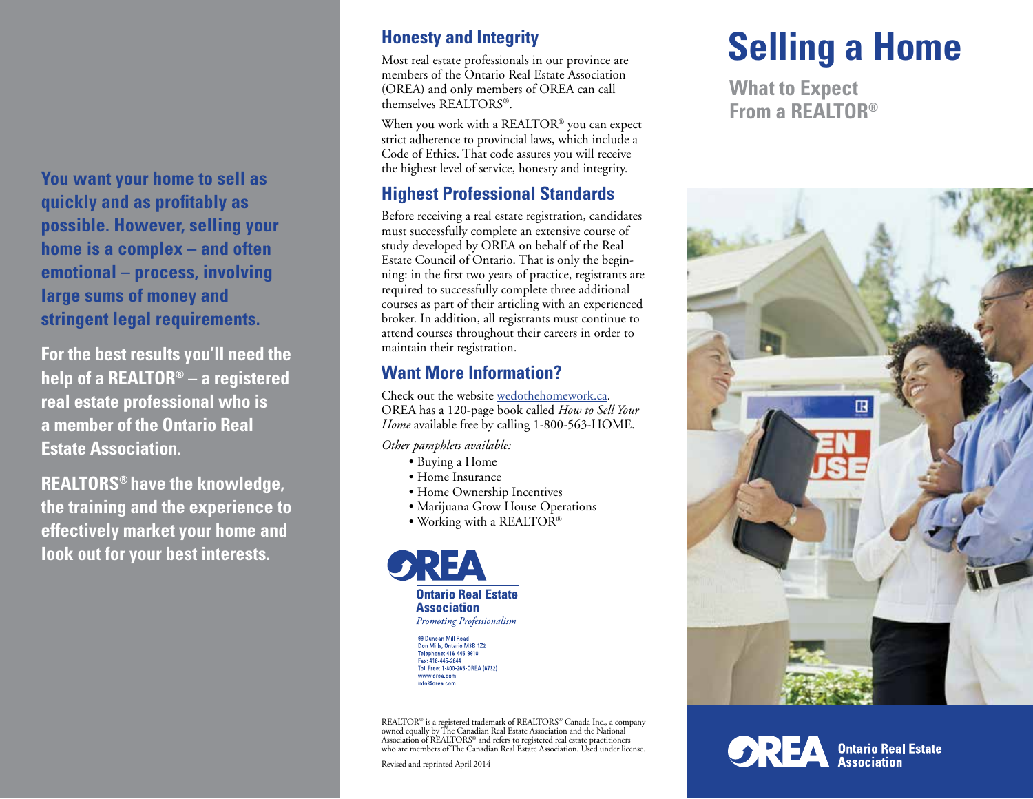# Selling a Home

## What to Expect From a REALTOR®

**You want your home to sell as quickly and as profitably as possible. However, selling your home is a complex – and often emotional – process, involving large sums of money and stringent legal requirements.**

**For the best results you'll need the help of a REALTOR® – a registered real estate professional who is a member of the Ontario Real Estate Association.**

**REALTORS® have the knowledge, the training and the experience to effectively market your home and look out for your best interests.**

## Honesty and Integrity

Most real estate professionals in our province are members of the Ontario Real Estate Association (OREA) and only members of OREA can call themselves REALTORS®.

When you work with a REALTOR® you can expect strict adherence to provincial laws, which include a Code of Ethics. That code assures you will receive the highest level of service, honesty and integrity.

## Highest Professional Standards

Before receiving a real estate registration, candidates must successfully complete an extensive course of study developed by OREA on behalf of the Real Estate Council of Ontario. That is only the beginning: in the first two years of practice, registrants are required to successfully complete three additional courses as part of their articling with an experienced broker. In addition, all registrants must continue to attend courses throughout their careers in order to maintain their registration.

## Want More Information?

Check out the website wedothehomework.ca. OREA has a 120-page book called *How to Sell Your Home* available free by calling 1-800-563-HOME.

*Other pamphlets available:*

- Buying a Home
- Home Insurance
- Home Ownership Incentives
- Marijuana Grow House Operations
- Working with a REALTOR®

**OREA**
**Ontario Real Estate Association**
*Promoting Professionalism*

99 Duncan Mill Road
Don Mills, Ontario M3B 1Z2
Telephone: 416-445-9910
Fax: 416-445-2644
Toll Free: 1-800-265-OREA (6732)
www.orea.com
info@orea.com

REALTOR® is a registered trademark of REALTORS® Canada Inc., a company owned equally by The Canadian Real Estate Association and the National Association of REALTORS® and refers to registered real estate practitioners who are members of The Canadian Real Estate Association. Used under license.

Revised and reprinted April 2014

**OREA Ontario Real Estate Association**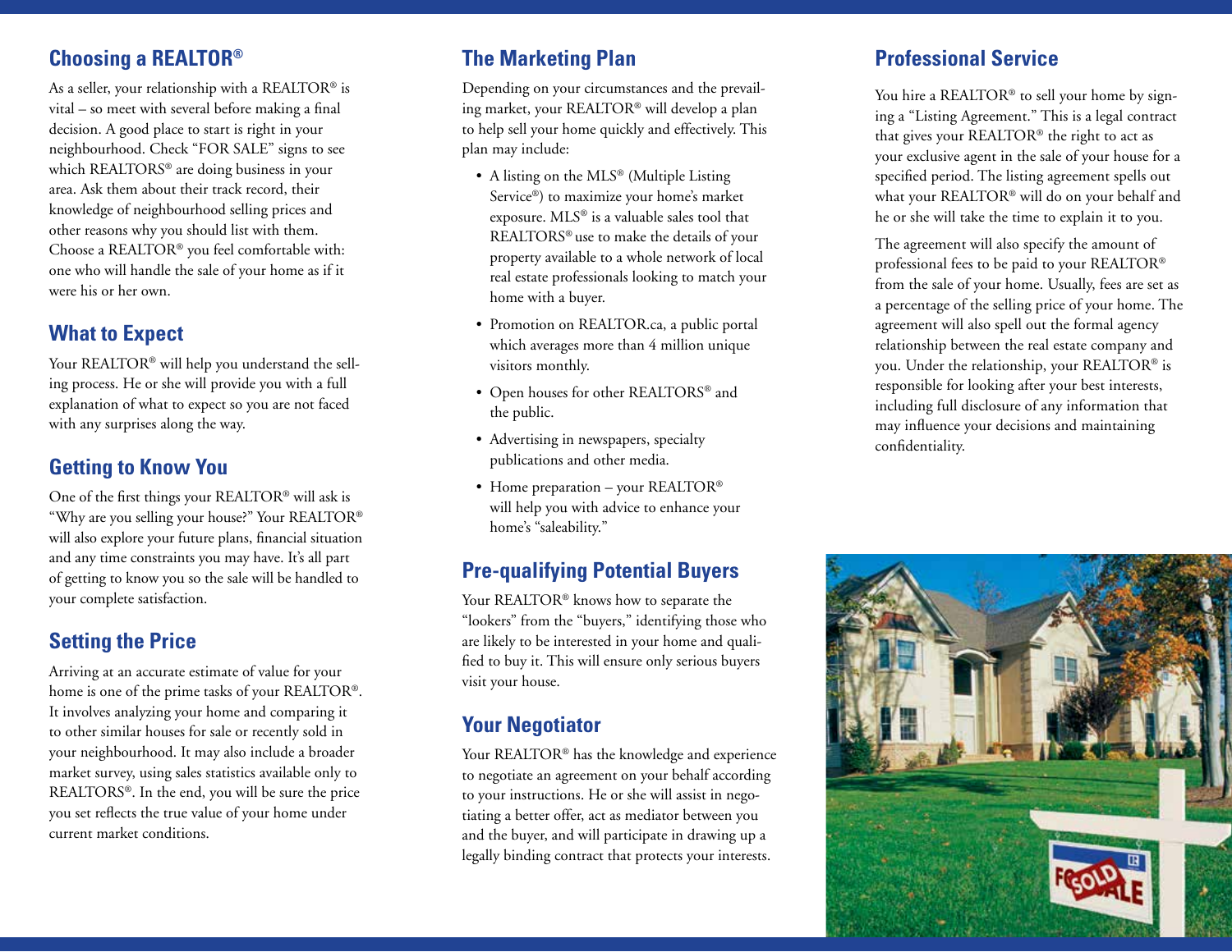## Choosing a REALTOR®

As a seller, your relationship with a REALTOR® is vital – so meet with several before making a final decision. A good place to start is right in your neighbourhood. Check "FOR SALE" signs to see which REALTORS® are doing business in your area. Ask them about their track record, their knowledge of neighbourhood selling prices and other reasons why you should list with them. Choose a REALTOR® you feel comfortable with: one who will handle the sale of your home as if it were his or her own.

## What to Expect

Your REALTOR® will help you understand the selling process. He or she will provide you with a full explanation of what to expect so you are not faced with any surprises along the way.

## Getting to Know You

One of the first things your REALTOR® will ask is "Why are you selling your house?" Your REALTOR® will also explore your future plans, financial situation and any time constraints you may have. It's all part of getting to know you so the sale will be handled to your complete satisfaction.

## Setting the Price

Arriving at an accurate estimate of value for your home is one of the prime tasks of your REALTOR®. It involves analyzing your home and comparing it to other similar houses for sale or recently sold in your neighbourhood. It may also include a broader market survey, using sales statistics available only to REALTORS®. In the end, you will be sure the price you set reflects the true value of your home under current market conditions.

## The Marketing Plan

Depending on your circumstances and the prevailing market, your REALTOR® will develop a plan to help sell your home quickly and effectively. This plan may include:

- A listing on the MLS® (Multiple Listing Service®) to maximize your home's market exposure. MLS® is a valuable sales tool that REALTORS® use to make the details of your property available to a whole network of local real estate professionals looking to match your home with a buyer.
- Promotion on REALTOR.ca, a public portal which averages more than 4 million unique visitors monthly.
- Open houses for other REALTORS® and the public.
- Advertising in newspapers, specialty publications and other media.
- Home preparation – your REALTOR® will help you with advice to enhance your home's "saleability."

## Pre-qualifying Potential Buyers

Your REALTOR® knows how to separate the "lookers" from the "buyers," identifying those who are likely to be interested in your home and qualified to buy it. This will ensure only serious buyers visit your house.

## Your Negotiator

Your REALTOR® has the knowledge and experience to negotiate an agreement on your behalf according to your instructions. He or she will assist in negotiating a better offer, act as mediator between you and the buyer, and will participate in drawing up a legally binding contract that protects your interests.

## Professional Service

You hire a REALTOR® to sell your home by signing a "Listing Agreement." This is a legal contract that gives your REALTOR® the right to act as your exclusive agent in the sale of your house for a specified period. The listing agreement spells out what your REALTOR® will do on your behalf and he or she will take the time to explain it to you.

The agreement will also specify the amount of professional fees to be paid to your REALTOR® from the sale of your home. Usually, fees are set as a percentage of the selling price of your home. The agreement will also spell out the formal agency relationship between the real estate company and you. Under the relationship, your REALTOR® is responsible for looking after your best interests, including full disclosure of any information that may influence your decisions and maintaining confidentiality.